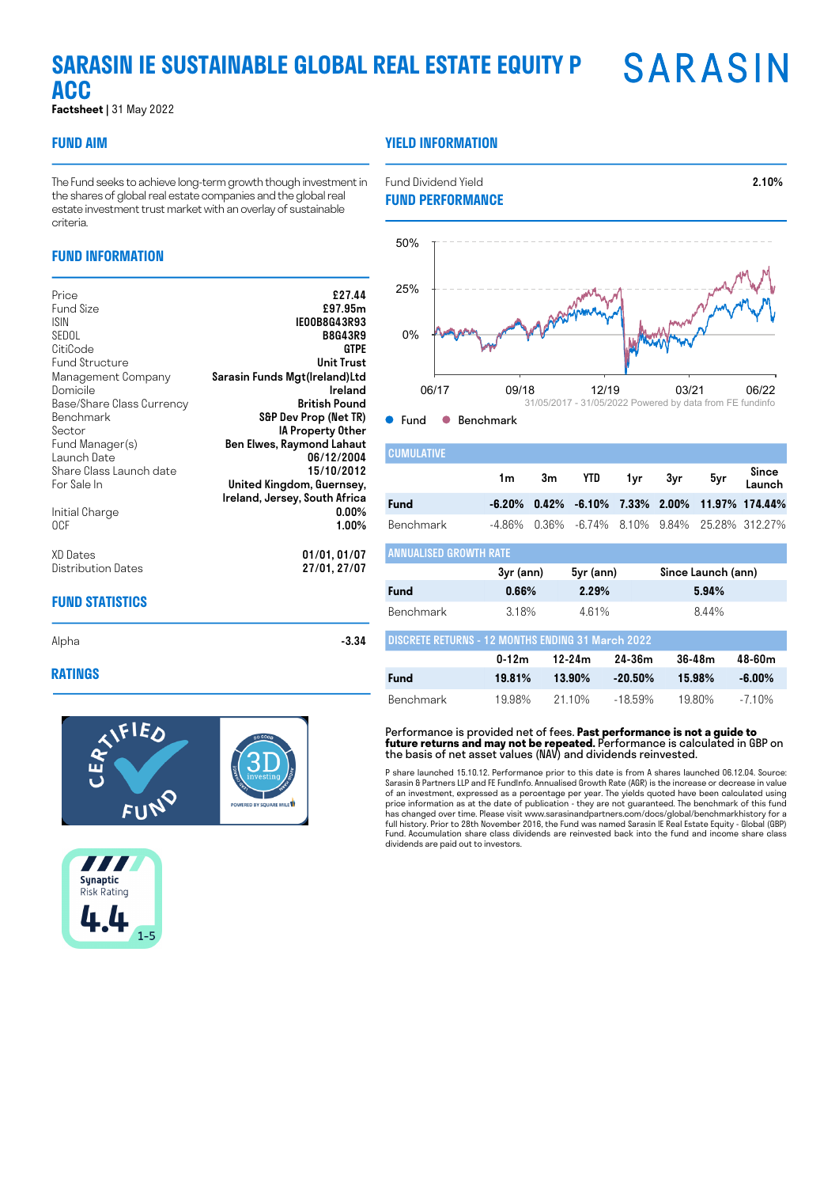# SARASIN IE SUSTAINABLE GLOBAL REAL ESTATE EQUITY P ACC

SARASIN

**Factsheet** | 31 May 2022

## FUND AIM

The Fund seeks to achieve long-term growth though investment in the shares of global real estate companies and the global real estate investment trust market with an overlay of sustainable criteria.

## FUND INFORMATION

| | |
|---|---|
| Price | **£27.44** |
| Fund Size | **£97.95m** |
| ISIN | **IE00B8G43R93** |
| SEDOL | **B8G43R9** |
| CitiCode | **GTPE** |
| Fund Structure | **Unit Trust** |
| Management Company | **Sarasin Funds Mgt(Ireland)Ltd** |
| Domicile | **Ireland** |
| Base/Share Class Currency | **British Pound** |
| Benchmark | **S&P Dev Prop (Net TR)** |
| Sector | **IA Property Other** |
| Fund Manager(s) | **Ben Elwes, Raymond Lahaut** |
| Launch Date | **06/12/2004** |
| Share Class Launch date | **15/10/2012** |
| For Sale In | **United Kingdom, Guernsey, Ireland, Jersey, South Africa** |
| Initial Charge | **0.00%** |
| OCF | **1.00%** |
| XD Dates | **01/01, 01/07** |
| Distribution Dates | **27/01, 27/07** |

## FUND STATISTICS

| | |
|---|---|
| Alpha | **-3.34** |

## RATINGS

Synaptic Risk Rating 4.4 (1-5)

## YIELD INFORMATION

| | |
|---|---|
| Fund Dividend Yield | **2.10%** |

## FUND PERFORMANCE

31/05/2017 - 31/05/2022 Powered by data from FE fundinfo

● Fund ● Benchmark

### CUMULATIVE

| | 1m | 3m | YTD | 1yr | 3yr | 5yr | Since Launch |
|---|---|---|---|---|---|---|---|
| **Fund** | **-6.20%** | **0.42%** | **-6.10%** | **7.33%** | **2.00%** | **11.97%** | **174.44%** |
| Benchmark | -4.86% | 0.36% | -6.74% | 8.10% | 9.84% | 25.28% | 312.27% |

### ANNUALISED GROWTH RATE

| | 3yr (ann) | 5yr (ann) | Since Launch (ann) |
|---|---|---|---|
| **Fund** | **0.66%** | **2.29%** | **5.94%** |
| Benchmark | 3.18% | 4.61% | 8.44% |

### DISCRETE RETURNS - 12 MONTHS ENDING 31 March 2022

| | 0-12m | 12-24m | 24-36m | 36-48m | 48-60m |
|---|---|---|---|---|---|
| **Fund** | **19.81%** | **13.90%** | **-20.50%** | **15.98%** | **-6.00%** |
| Benchmark | 19.98% | 21.10% | -18.59% | 19.80% | -7.10% |

Performance is provided net of fees. **Past performance is not a guide to future returns and may not be repeated.** Performance is calculated in GBP on the basis of net asset values (NAV) and dividends reinvested.

P share launched 15.10.12. Performance prior to this date is from A shares launched 06.12.04. Source: Sarasin & Partners LLP and FE FundInfo. Annualised Growth Rate (AGR) is the increase or decrease in value of an investment, expressed as a percentage per year. The yields quoted have been calculated using price information as at the date of publication - they are not guaranteed. The benchmark of this fund has changed over time. Please visit www.sarasinandpartners.com/docs/global/benchmarkhistory for a full history. Prior to 28th November 2016, the Fund was named Sarasin IE Real Estate Equity - Global (GBP) Fund. Accumulation share class dividends are reinvested back into the fund and income share class dividends are paid out to investors.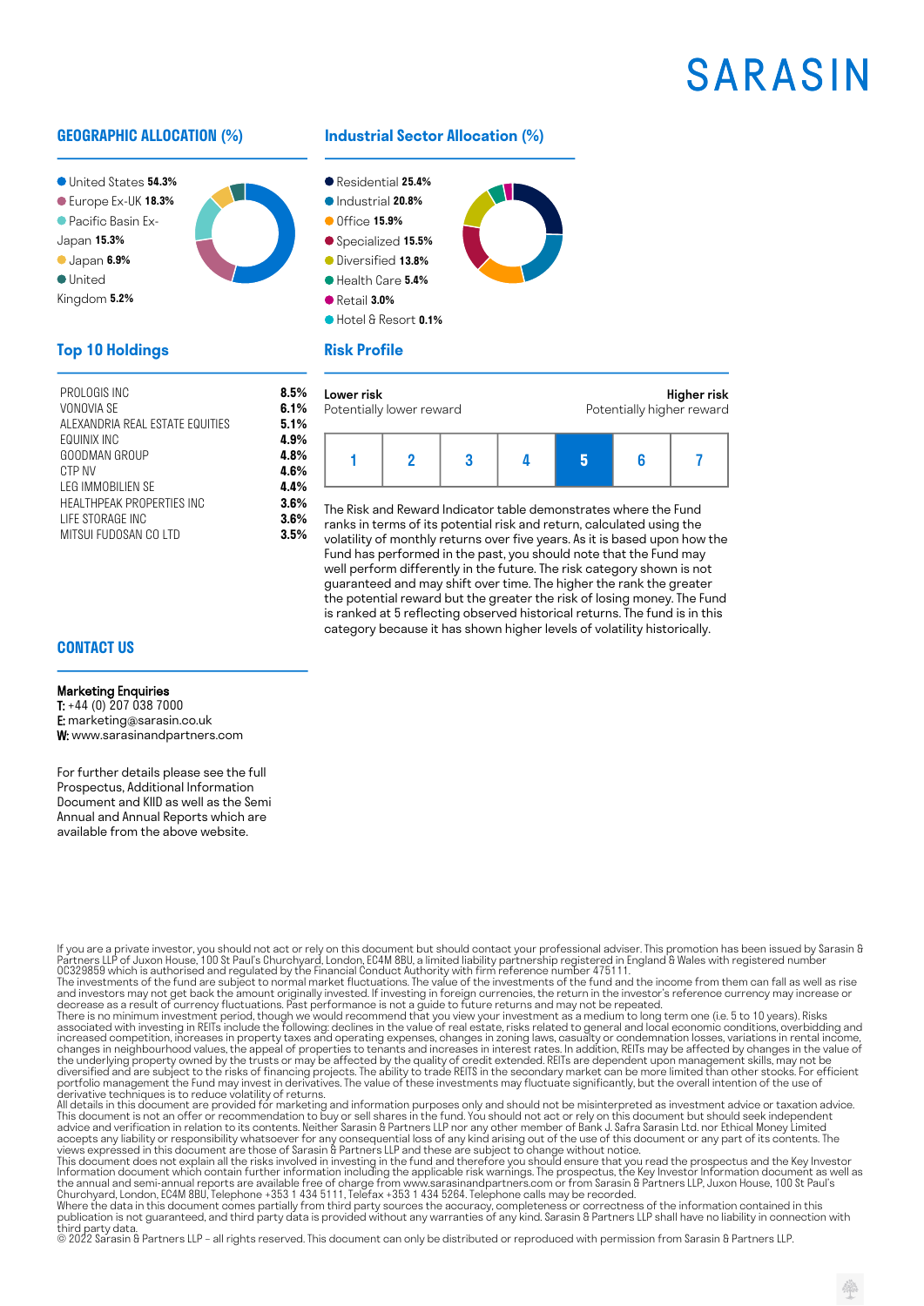## GEOGRAPHIC ALLOCATION (%)

- United States **54.3%**
- Europe Ex-UK **18.3%**
- Pacific Basin Ex-Japan **15.3%**
- Japan **6.9%**
- United Kingdom **5.2%**

## Industrial Sector Allocation (%)

- Residential **25.4%**
- Industrial **20.8%**
- Office **15.9%**
- Specialized **15.5%**
- Diversified **13.8%**
- Health Care **5.4%**
- Retail **3.0%**
- Hotel & Resort **0.1%**

## Top 10 Holdings

| | |
|---|---|
| PROLOGIS INC | **8.5%** |
| VONOVIA SE | **6.1%** |
| ALEXANDRIA REAL ESTATE EQUITIES | **5.1%** |
| EQUINIX INC | **4.9%** |
| GOODMAN GROUP | **4.8%** |
| CTP NV | **4.6%** |
| LEG IMMOBILIEN SE | **4.4%** |
| HEALTHPEAK PROPERTIES INC | **3.6%** |
| LIFE STORAGE INC | **3.6%** |
| MITSUI FUDOSAN CO LTD | **3.5%** |

## Risk Profile

**Lower risk** Potentially lower reward — **Higher risk** Potentially higher reward

| 1 | 2 | 3 | 4 | **5** | 6 | 7 |
|---|---|---|---|---|---|---|

The Risk and Reward Indicator table demonstrates where the Fund ranks in terms of its potential risk and return, calculated using the volatility of monthly returns over five years. As it is based upon how the Fund has performed in the past, you should note that the Fund may well perform differently in the future. The risk category shown is not guaranteed and may shift over time. The higher the rank the greater the potential reward but the greater the risk of losing money. The Fund is ranked at 5 reflecting observed historical returns. The fund is in this category because it has shown higher levels of volatility historically.

## CONTACT US

**Marketing Enquiries**
**T:** +44 (0) 207 038 7000
**E:** marketing@sarasin.co.uk
**W:** www.sarasinandpartners.com

For further details please see the full Prospectus, Additional Information Document and KIID as well as the Semi Annual and Annual Reports which are available from the above website.

If you are a private investor, you should not act or rely on this document but should contact your professional adviser. This promotion has been issued by Sarasin & Partners LLP of Juxon House, 100 St Paul's Churchyard, London, EC4M 8BU, a limited liability partnership registered in England & Wales with registered number OC329859 which is authorised and regulated by the Financial Conduct Authority with firm reference number 475111.

The investments of the fund are subject to normal market fluctuations. The value of the investments of the fund and the income from them can fall as well as rise and investors may not get back the amount originally invested. If investing in foreign currencies, the return in the investor's reference currency may increase or decrease as a result of currency fluctuations. Past performance is not a guide to future returns and may not be repeated.

There is no minimum investment period, though we would recommend that you view your investment as a medium to long term one (i.e. 5 to 10 years). Risks associated with investing in REITs include the following: declines in the value of real estate, risks related to general and local economic conditions, overbidding and increased competition, increases in property taxes and operating expenses, changes in zoning laws, casualty or condemnation losses, variations in rental income, changes in neighbourhood values, the appeal of properties to tenants and increases in interest rates. In addition, REITs may be affected by changes in the value of the underlying property owned by the trusts or may be affected by the quality of credit extended. REITs are dependent upon management skills, may not be diversified and are subject to the risks of financing projects. The ability to trade REITS in the secondary market can be more limited than other stocks. For efficient portfolio management the Fund may invest in derivatives. The value of these investments may fluctuate significantly, but the overall intention of the use of derivative techniques is to reduce volatility of returns.

All details in this document are provided for marketing and information purposes only and should not be misinterpreted as investment advice or taxation advice. This document is not an offer or recommendation to buy or sell shares in the fund. You should not act or rely on this document but should seek independent advice and verification in relation to its contents. Neither Sarasin & Partners LLP nor any other member of Bank J. Safra Sarasin Ltd. nor Ethical Money Limited accepts any liability or responsibility whatsoever for any consequential loss of any kind arising out of the use of this document or any part of its contents. The views expressed in this document are those of Sarasin & Partners LLP and these are subject to change without notice.

This document does not explain all the risks involved in investing in the fund and therefore you should ensure that you read the prospectus and the Key Investor Information document which contain further information including the applicable risk warnings. The prospectus, the Key Investor Information document as well as the annual and semi-annual reports are available free of charge from www.sarasinandpartners.com or from Sarasin & Partners LLP, Juxon House, 100 St Paul's Churchyard, London, EC4M 8BU, Telephone +353 1 434 5111, Telefax +353 1 434 5264. Telephone calls may be recorded.

Where the data in this document comes partially from third party sources the accuracy, completeness or correctness of the information contained in this publication is not guaranteed, and third party data is provided without any warranties of any kind. Sarasin & Partners LLP shall have no liability in connection with third party data.

© 2022 Sarasin & Partners LLP – all rights reserved. This document can only be distributed or reproduced with permission from Sarasin & Partners LLP.